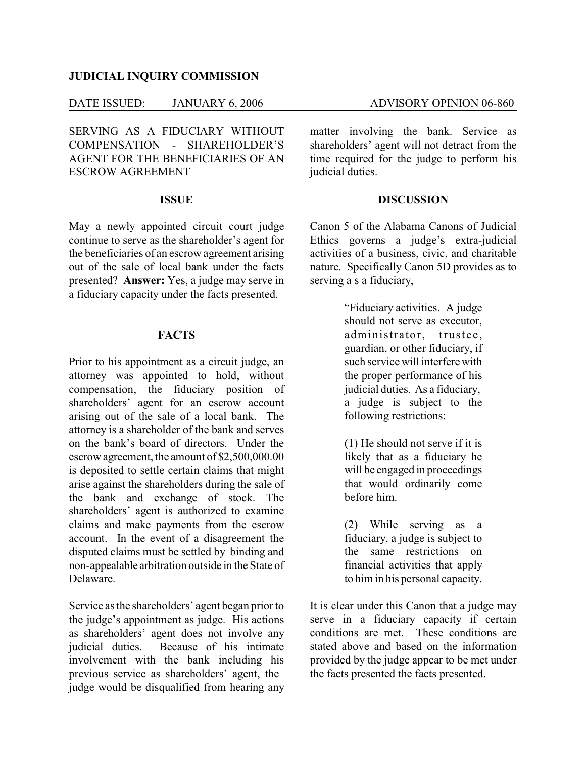**JUDICIAL INQUIRY COMMISSION**

DATE ISSUED: JANUARY 6, 2006 ADVISORY OPINION 06-860

SERVING AS A FIDUCIARY WITHOUT COMPENSATION - SHAREHOLDER'S AGENT FOR THE BENEFICIARIES OF AN ESCROW AGREEMENT

## ISSUE

May a newly appointed circuit court judge continue to serve as the shareholder's agent for the beneficiaries of an escrow agreement arising out of the sale of local bank under the facts presented? **Answer:** Yes, a judge may serve in a fiduciary capacity under the facts presented.

## FACTS

Prior to his appointment as a circuit judge, an attorney was appointed to hold, without compensation, the fiduciary position of shareholders' agent for an escrow account arising out of the sale of a local bank. The attorney is a shareholder of the bank and serves on the bank's board of directors. Under the escrow agreement, the amount of $2,500,000.00 is deposited to settle certain claims that might arise against the shareholders during the sale of the bank and exchange of stock. The shareholders' agent is authorized to examine claims and make payments from the escrow account. In the event of a disagreement the disputed claims must be settled by binding and non-appealable arbitration outside in the State of Delaware.

Service as the shareholders' agent began prior to the judge's appointment as judge. His actions as shareholders' agent does not involve any judicial duties. Because of his intimate involvement with the bank including his previous service as shareholders' agent, the judge would be disqualified from hearing any matter involving the bank. Service as shareholders' agent will not detract from the time required for the judge to perform his judicial duties.

## DISCUSSION

Canon 5 of the Alabama Canons of Judicial Ethics governs a judge's extra-judicial activities of a business, civic, and charitable nature. Specifically Canon 5D provides as to serving a s a fiduciary,

> "Fiduciary activities. A judge should not serve as executor, administrator, trustee, guardian, or other fiduciary, if such service will interfere with the proper performance of his judicial duties. As a fiduciary, a judge is subject to the following restrictions:
>
> (1) He should not serve if it is likely that as a fiduciary he will be engaged in proceedings that would ordinarily come before him.
>
> (2) While serving as a fiduciary, a judge is subject to the same restrictions on financial activities that apply to him in his personal capacity.

It is clear under this Canon that a judge may serve in a fiduciary capacity if certain conditions are met. These conditions are stated above and based on the information provided by the judge appear to be met under the facts presented the facts presented.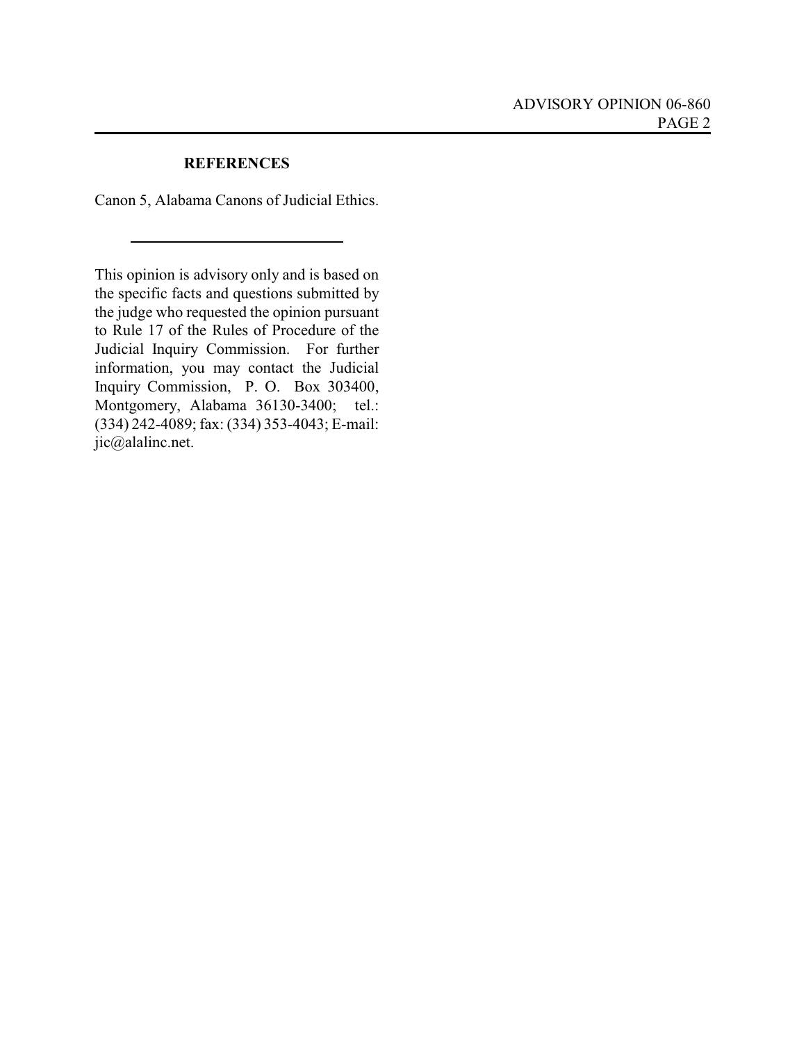**REFERENCES**

Canon 5, Alabama Canons of Judicial Ethics.

---

This opinion is advisory only and is based on the specific facts and questions submitted by the judge who requested the opinion pursuant to Rule 17 of the Rules of Procedure of the Judicial Inquiry Commission. For further information, you may contact the Judicial Inquiry Commission, P. O. Box 303400, Montgomery, Alabama 36130-3400; tel.: (334) 242-4089; fax: (334) 353-4043; E-mail: jic@alalinc.net.